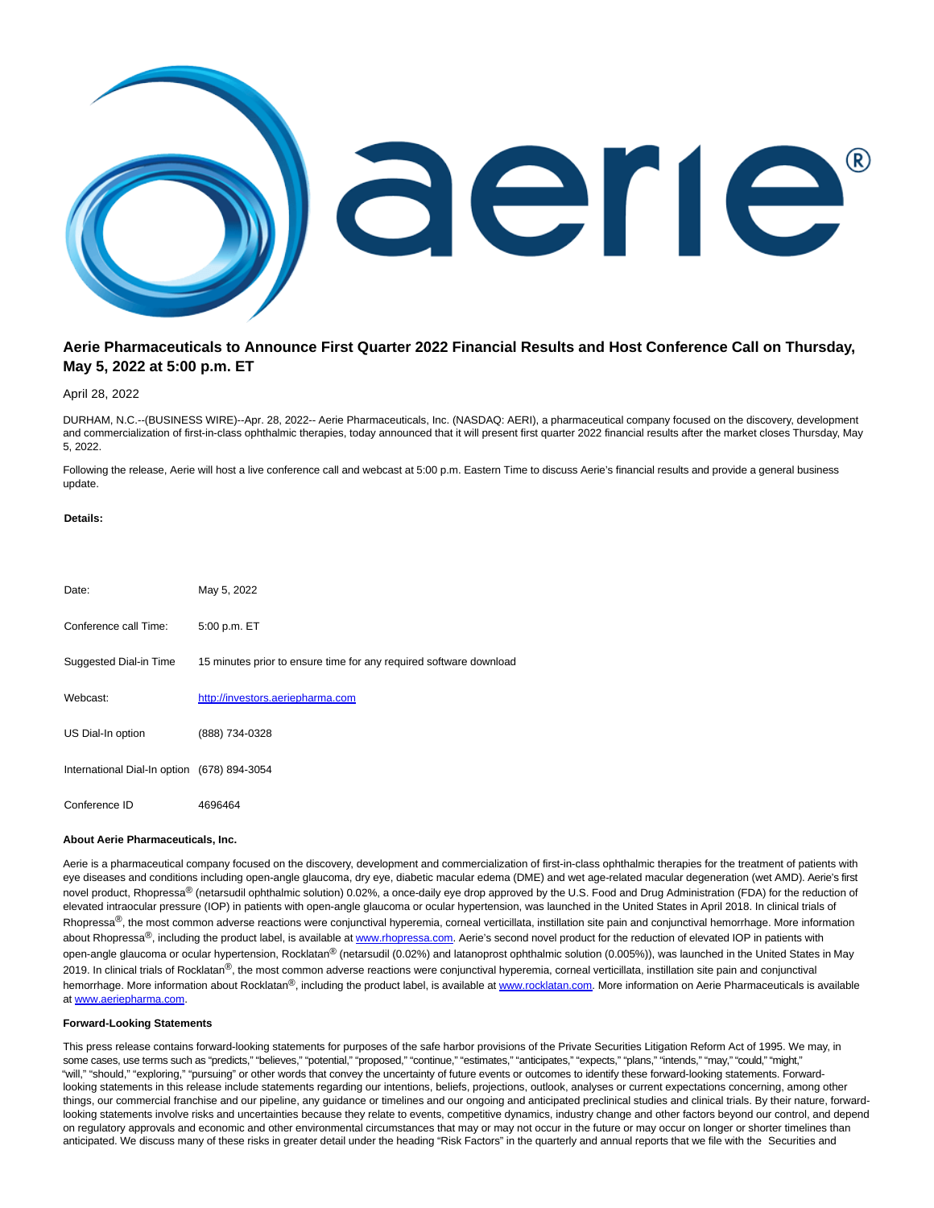# Aerie Pharmaceuticals to Announce First Quarter 2022 Financial Results and Host Conference Call on Thursday, May 5, 2022 at 5:00 p.m. ET

April 28, 2022

DURHAM, N.C.--(BUSINESS WIRE)--Apr. 28, 2022-- Aerie Pharmaceuticals, Inc. (NASDAQ: AERI), a pharmaceutical company focused on the discovery, development and commercialization of first-in-class ophthalmic therapies, today announced that it will present first quarter 2022 financial results after the market closes Thursday, May 5, 2022.

Following the release, Aerie will host a live conference call and webcast at 5:00 p.m. Eastern Time to discuss Aerie's financial results and provide a general business update.

**Details:**

| | |
|---|---|
| Date: | May 5, 2022 |
| Conference call Time: | 5:00 p.m. ET |
| Suggested Dial-in Time | 15 minutes prior to ensure time for any required software download |
| Webcast: | http://investors.aeriepharma.com |
| US Dial-In option | (888) 734-0328 |
| International Dial-In option | (678) 894-3054 |
| Conference ID | 4696464 |

**About Aerie Pharmaceuticals, Inc.**

Aerie is a pharmaceutical company focused on the discovery, development and commercialization of first-in-class ophthalmic therapies for the treatment of patients with eye diseases and conditions including open-angle glaucoma, dry eye, diabetic macular edema (DME) and wet age-related macular degeneration (wet AMD). Aerie's first novel product, Rhopressa® (netarsudil ophthalmic solution) 0.02%, a once-daily eye drop approved by the U.S. Food and Drug Administration (FDA) for the reduction of elevated intraocular pressure (IOP) in patients with open-angle glaucoma or ocular hypertension, was launched in the United States in April 2018. In clinical trials of Rhopressa®, the most common adverse reactions were conjunctival hyperemia, corneal verticillata, instillation site pain and conjunctival hemorrhage. More information about Rhopressa®, including the product label, is available at www.rhopressa.com. Aerie's second novel product for the reduction of elevated IOP in patients with open-angle glaucoma or ocular hypertension, Rocklatan® (netarsudil (0.02%) and latanoprost ophthalmic solution (0.005%)), was launched in the United States in May 2019. In clinical trials of Rocklatan®, the most common adverse reactions were conjunctival hyperemia, corneal verticillata, instillation site pain and conjunctival hemorrhage. More information about Rocklatan®, including the product label, is available at www.rocklatan.com. More information on Aerie Pharmaceuticals is available at www.aeriepharma.com.

**Forward-Looking Statements**

This press release contains forward-looking statements for purposes of the safe harbor provisions of the Private Securities Litigation Reform Act of 1995. We may, in some cases, use terms such as "predicts," "believes," "potential," "proposed," "continue," "estimates," "anticipates," "expects," "plans," "intends," "may," "could," "might," "will," "should," "exploring," "pursuing" or other words that convey the uncertainty of future events or outcomes to identify these forward-looking statements. Forward-looking statements in this release include statements regarding our intentions, beliefs, projections, outlook, analyses or current expectations concerning, among other things, our commercial franchise and our pipeline, any guidance or timelines and our ongoing and anticipated preclinical studies and clinical trials. By their nature, forward-looking statements involve risks and uncertainties because they relate to events, competitive dynamics, industry change and other factors beyond our control, and depend on regulatory approvals and economic and other environmental circumstances that may or may not occur in the future or may occur on longer or shorter timelines than anticipated. We discuss many of these risks in greater detail under the heading "Risk Factors" in the quarterly and annual reports that we file with the Securities and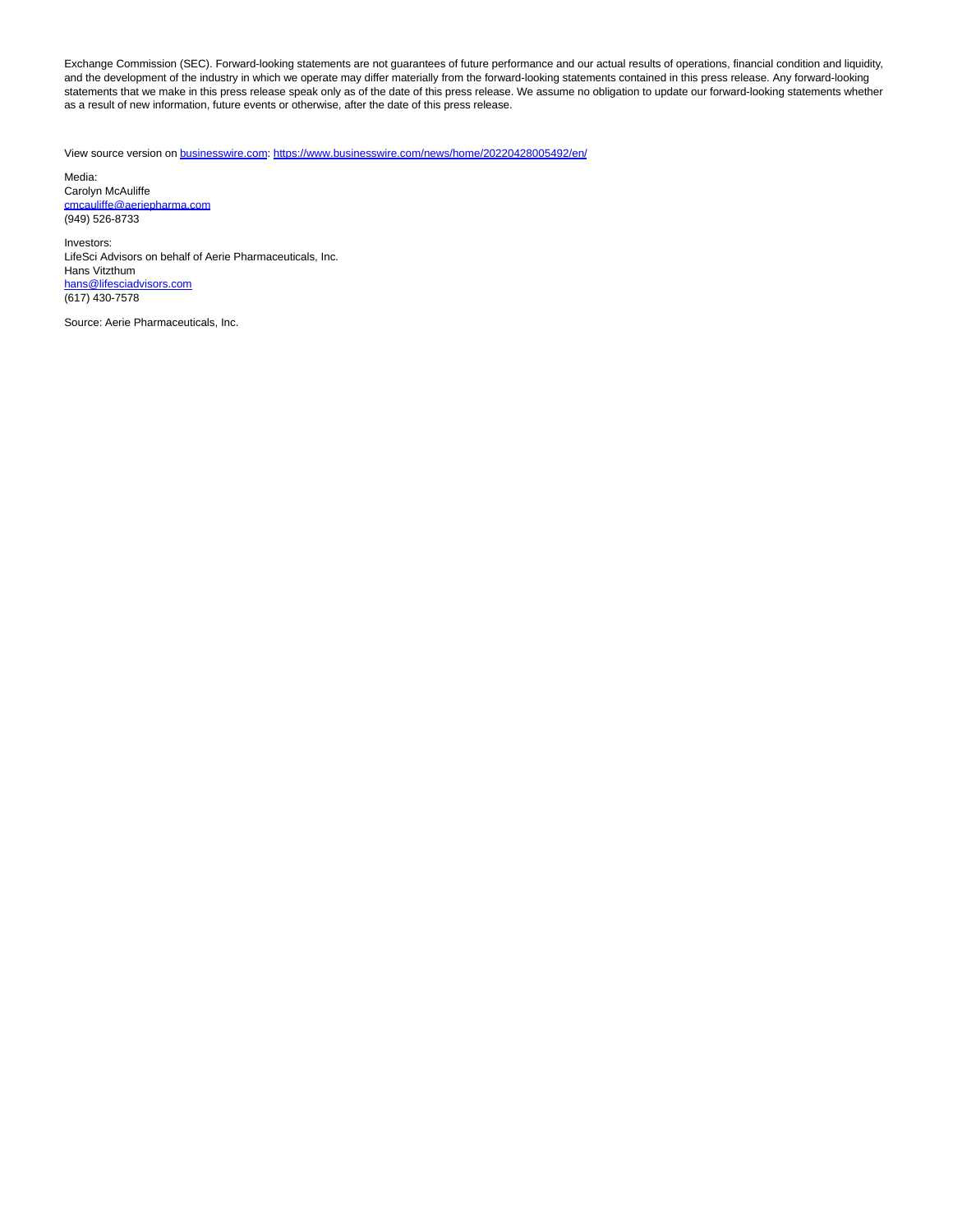Exchange Commission (SEC). Forward-looking statements are not guarantees of future performance and our actual results of operations, financial condition and liquidity, and the development of the industry in which we operate may differ materially from the forward-looking statements contained in this press release. Any forward-looking statements that we make in this press release speak only as of the date of this press release. We assume no obligation to update our forward-looking statements whether as a result of new information, future events or otherwise, after the date of this press release.

View source version on businesswire.com: https://www.businesswire.com/news/home/20220428005492/en/

Media:
Carolyn McAuliffe
cmcauliffe@aeriepharma.com
(949) 526-8733

Investors:
LifeSci Advisors on behalf of Aerie Pharmaceuticals, Inc.
Hans Vitzthum
hans@lifesciadvisors.com
(617) 430-7578

Source: Aerie Pharmaceuticals, Inc.